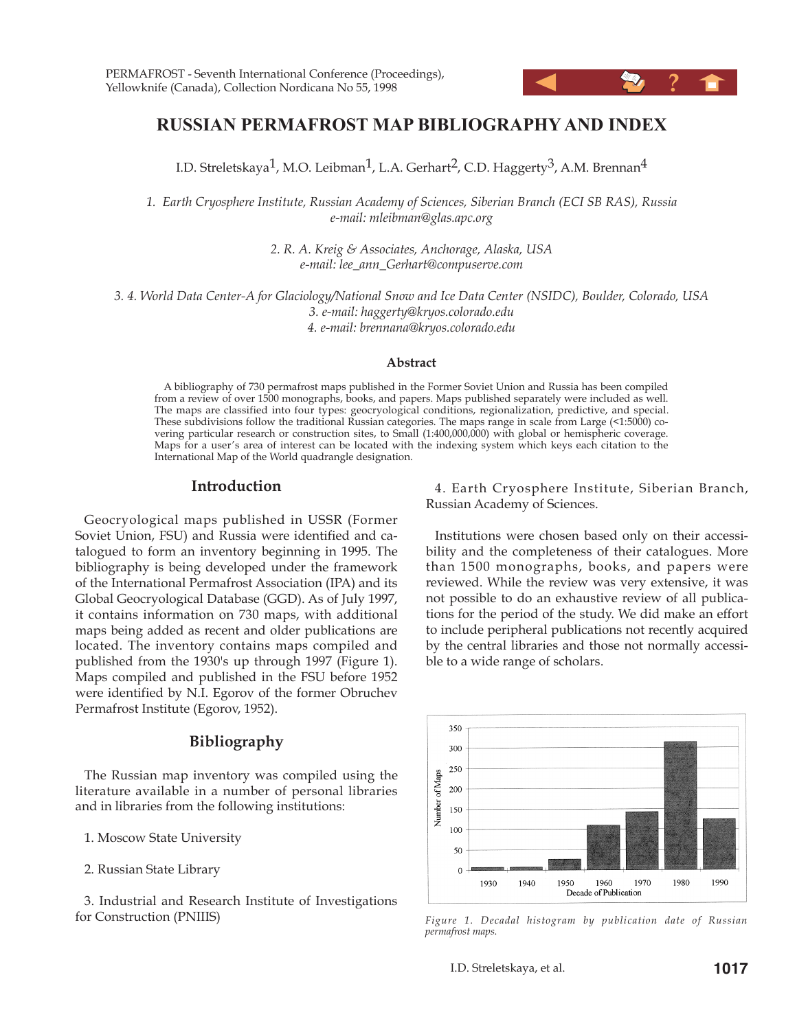# RUSSIAN PERMAFROST MAP BIBLIOGRAPHY AND INDEX

I.D. Streletskaya[1], M.O. Leibman[1], L.A. Gerhart[2], C.D. Haggerty[3], A.M. Brennan[4]

*1. Earth Cryosphere Institute, Russian Academy of Sciences, Siberian Branch (ECI SB RAS), Russia*
*e-mail: mleibman@glas.apc.org*

*2. R. A. Kreig & Associates, Anchorage, Alaska, USA*
*e-mail: lee_ann_Gerhart@compuserve.com*

*3. 4. World Data Center-A for Glaciology/National Snow and Ice Data Center (NSIDC), Boulder, Colorado, USA*
*3. e-mail: haggerty@kryos.colorado.edu*
*4. e-mail: brennana@kryos.colorado.edu*

### Abstract

A bibliography of 730 permafrost maps published in the Former Soviet Union and Russia has been compiled from a review of over 1500 monographs, books, and papers. Maps published separately were included as well. The maps are classified into four types: geocryological conditions, regionalization, predictive, and special. These subdivisions follow the traditional Russian categories. The maps range in scale from Large (<1:5000) covering particular research or construction sites, to Small (1:400,000,000) with global or hemispheric coverage. Maps for a user's area of interest can be located with the indexing system which keys each citation to the International Map of the World quadrangle designation.

## Introduction

Geocryological maps published in USSR (Former Soviet Union, FSU) and Russia were identified and catalogued to form an inventory beginning in 1995. The bibliography is being developed under the framework of the International Permafrost Association (IPA) and its Global Geocryological Database (GGD). As of July 1997, it contains information on 730 maps, with additional maps being added as recent and older publications are located. The inventory contains maps compiled and published from the 1930's up through 1997 (Figure 1). Maps compiled and published in the FSU before 1952 were identified by N.I. Egorov of the former Obruchev Permafrost Institute (Egorov, 1952).

## Bibliography

The Russian map inventory was compiled using the literature available in a number of personal libraries and in libraries from the following institutions:

1. Moscow State University

2. Russian State Library

3. Industrial and Research Institute of Investigations for Construction (PNIIIS)

4. Earth Cryosphere Institute, Siberian Branch, Russian Academy of Sciences.

Institutions were chosen based only on their accessibility and the completeness of their catalogues. More than 1500 monographs, books, and papers were reviewed. While the review was very extensive, it was not possible to do an exhaustive review of all publications for the period of the study. We did make an effort to include peripheral publications not recently acquired by the central libraries and those not normally accessible to a wide range of scholars.

*Figure 1. Decadal histogram by publication date of Russian permafrost maps.*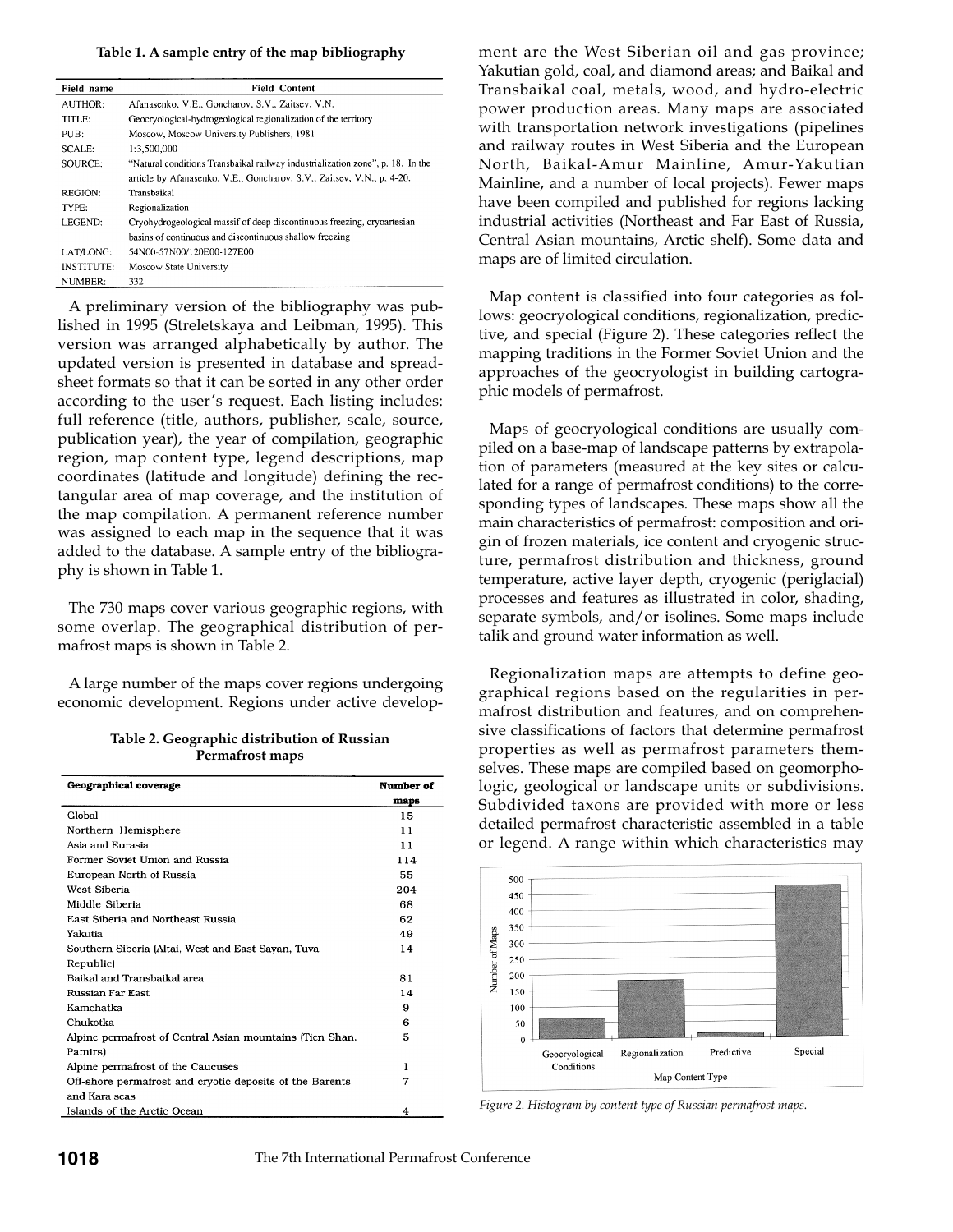**Table 1. A sample entry of the map bibliography**

| Field name | Field Content |
|---|---|
| AUTHOR: | Afanasenko, V.E., Goncharov, S.V., Zaitsev, V.N. |
| TITLE: | Geocryological-hydrogeological regionalization of the territory |
| PUB: | Moscow, Moscow University Publishers, 1981 |
| SCALE: | 1:3,500,000 |
| SOURCE: | "Natural conditions Transbaikal railway industrialization zone", p. 18. In the article by Afanasenko, V.E., Goncharov, S.V., Zaitsev, V.N., p. 4-20. |
| REGION: | Transbaikal |
| TYPE: | Regionalization |
| LEGEND: | Cryohydrogeological massif of deep discontinuous freezing, cryoartesian basins of continuous and discontinuous shallow freezing |
| LAT/LONG: | 54N00-57N00/120E00-127E00 |
| INSTITUTE: | Moscow State University |
| NUMBER: | 332 |

A preliminary version of the bibliography was published in 1995 (Streletskaya and Leibman, 1995). This version was arranged alphabetically by author. The updated version is presented in database and spreadsheet formats so that it can be sorted in any other order according to the user's request. Each listing includes: full reference (title, authors, publisher, scale, source, publication year), the year of compilation, geographic region, map content type, legend descriptions, map coordinates (latitude and longitude) defining the rectangular area of map coverage, and the institution of the map compilation. A permanent reference number was assigned to each map in the sequence that it was added to the database. A sample entry of the bibliography is shown in Table 1.

The 730 maps cover various geographic regions, with some overlap. The geographical distribution of permafrost maps is shown in Table 2.

A large number of the maps cover regions undergoing economic development. Regions under active development are the West Siberian oil and gas province; Yakutian gold, coal, and diamond areas; and Baikal and Transbaikal coal, metals, wood, and hydro-electric power production areas. Many maps are associated with transportation network investigations (pipelines and railway routes in West Siberia and the European North, Baikal-Amur Mainline, Amur-Yakutian Mainline, and a number of local projects). Fewer maps have been compiled and published for regions lacking industrial activities (Northeast and Far East of Russia, Central Asian mountains, Arctic shelf). Some data and maps are of limited circulation.

**Table 2. Geographic distribution of Russian Permafrost maps**

| Geographical coverage | Number of maps |
|---|---|
| Global | 15 |
| Northern Hemisphere | 11 |
| Asia and Eurasia | 11 |
| Former Soviet Union and Russia | 114 |
| European North of Russia | 55 |
| West Siberia | 204 |
| Middle Siberia | 68 |
| East Siberia and Northeast Russia | 62 |
| Yakutia | 49 |
| Southern Siberia (Altai, West and East Sayan, Tuva Republic) | 14 |
| Baikal and Transbaikal area | 81 |
| Russian Far East | 14 |
| Kamchatka | 9 |
| Chukotka | 6 |
| Alpine permafrost of Central Asian mountains (Tien Shan, Pamirs) | 5 |
| Alpine permafrost of the Caucuses | 1 |
| Off-shore permafrost and cryotic deposits of the Barents and Kara seas | 7 |
| Islands of the Arctic Ocean | 4 |

Map content is classified into four categories as follows: geocryological conditions, regionalization, predictive, and special (Figure 2). These categories reflect the mapping traditions in the Former Soviet Union and the approaches of the geocryologist in building cartographic models of permafrost.

Maps of geocryological conditions are usually compiled on a base-map of landscape patterns by extrapolation of parameters (measured at the key sites or calculated for a range of permafrost conditions) to the corresponding types of landscapes. These maps show all the main characteristics of permafrost: composition and origin of frozen materials, ice content and cryogenic structure, permafrost distribution and thickness, ground temperature, active layer depth, cryogenic (periglacial) processes and features as illustrated in color, shading, separate symbols, and/or isolines. Some maps include talik and ground water information as well.

Regionalization maps are attempts to define geographical regions based on the regularities in permafrost distribution and features, and on comprehensive classifications of factors that determine permafrost properties as well as permafrost parameters themselves. These maps are compiled based on geomorphologic, geological or landscape units or subdivisions. Subdivided taxons are provided with more or less detailed permafrost characteristic assembled in a table or legend. A range within which characteristics may

*Figure 2. Histogram by content type of Russian permafrost maps.*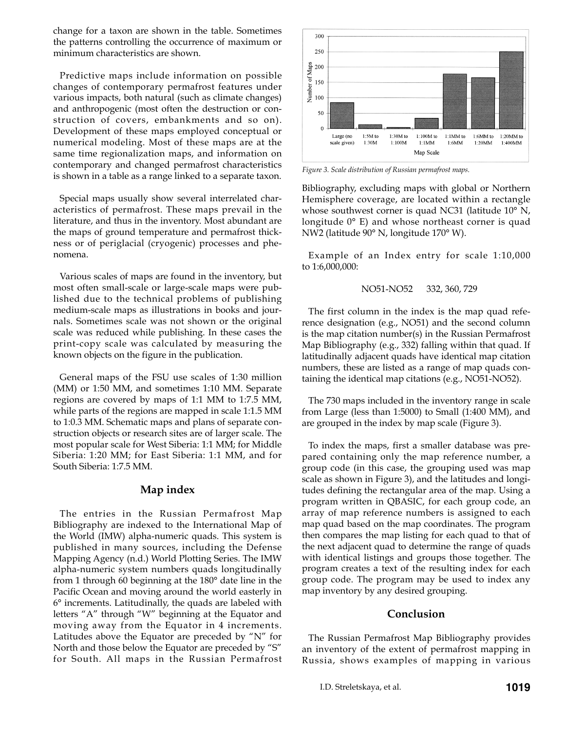change for a taxon are shown in the table. Sometimes the patterns controlling the occurrence of maximum or minimum characteristics are shown.

Predictive maps include information on possible changes of contemporary permafrost features under various impacts, both natural (such as climate changes) and anthropogenic (most often the destruction or construction of covers, embankments and so on). Development of these maps employed conceptual or numerical modeling. Most of these maps are at the same time regionalization maps, and information on contemporary and changed permafrost characteristics is shown in a table as a range linked to a separate taxon.

Special maps usually show several interrelated characteristics of permafrost. These maps prevail in the literature, and thus in the inventory. Most abundant are the maps of ground temperature and permafrost thickness or of periglacial (cryogenic) processes and phenomena.

Various scales of maps are found in the inventory, but most often small-scale or large-scale maps were published due to the technical problems of publishing medium-scale maps as illustrations in books and journals. Sometimes scale was not shown or the original scale was reduced while publishing. In these cases the print-copy scale was calculated by measuring the known objects on the figure in the publication.

General maps of the FSU use scales of 1:30 million (MM) or 1:50 MM, and sometimes 1:10 MM. Separate regions are covered by maps of 1:1 MM to 1:7.5 MM, while parts of the regions are mapped in scale 1:1.5 MM to 1:0.3 MM. Schematic maps and plans of separate construction objects or research sites are of larger scale. The most popular scale for West Siberia: 1:1 MM; for Middle Siberia: 1:20 MM; for East Siberia: 1:1 MM, and for South Siberia: 1:7.5 MM.

## Map index

The entries in the Russian Permafrost Map Bibliography are indexed to the International Map of the World (IMW) alpha-numeric quads. This system is published in many sources, including the Defense Mapping Agency (n.d.) World Plotting Series. The IMW alpha-numeric system numbers quads longitudinally from 1 through 60 beginning at the 180° date line in the Pacific Ocean and moving around the world easterly in 6° increments. Latitudinally, the quads are labeled with letters "A" through "W" beginning at the Equator and moving away from the Equator in 4 increments. Latitudes above the Equator are preceded by "N" for North and those below the Equator are preceded by "S" for South. All maps in the Russian Permafrost Bibliography, excluding maps with global or Northern Hemisphere coverage, are located within a rectangle whose southwest corner is quad NC31 (latitude 10° N, longitude 0° E) and whose northeast corner is quad NW2 (latitude 90° N, longitude 170° W).

| Map Scale | Number of Maps (approx.) |
|---|---|
| Large (no scale given) | 84 |
| 1:5M to 1:30M | 13 |
| 1:30M to 1:100M | 4 |
| 1:100M to 1:1MM | 34 |
| 1:1MM to 1:6MM | 177 |
| 1:6MM to 1:20MM | 165 |
| 1:20MM to 1:400MM | 250 |

*Figure 3. Scale distribution of Russian permafrost maps.*

Example of an Index entry for scale 1:10,000 to 1:6,000,000:

NO51-NO52 332, 360, 729

The first column in the index is the map quad reference designation (e.g., NO51) and the second column is the map citation number(s) in the Russian Permafrost Map Bibliography (e.g., 332) falling within that quad. If latitudinally adjacent quads have identical map citation numbers, these are listed as a range of map quads containing the identical map citations (e.g., NO51-NO52).

The 730 maps included in the inventory range in scale from Large (less than 1:5000) to Small (1:400 MM), and are grouped in the index by map scale (Figure 3).

To index the maps, first a smaller database was prepared containing only the map reference number, a group code (in this case, the grouping used was map scale as shown in Figure 3), and the latitudes and longitudes defining the rectangular area of the map. Using a program written in QBASIC, for each group code, an array of map reference numbers is assigned to each map quad based on the map coordinates. The program then compares the map listing for each quad to that of the next adjacent quad to determine the range of quads with identical listings and groups those together. The program creates a text of the resulting index for each group code. The program may be used to index any map inventory by any desired grouping.

## Conclusion

The Russian Permafrost Map Bibliography provides an inventory of the extent of permafrost mapping in Russia, shows examples of mapping in various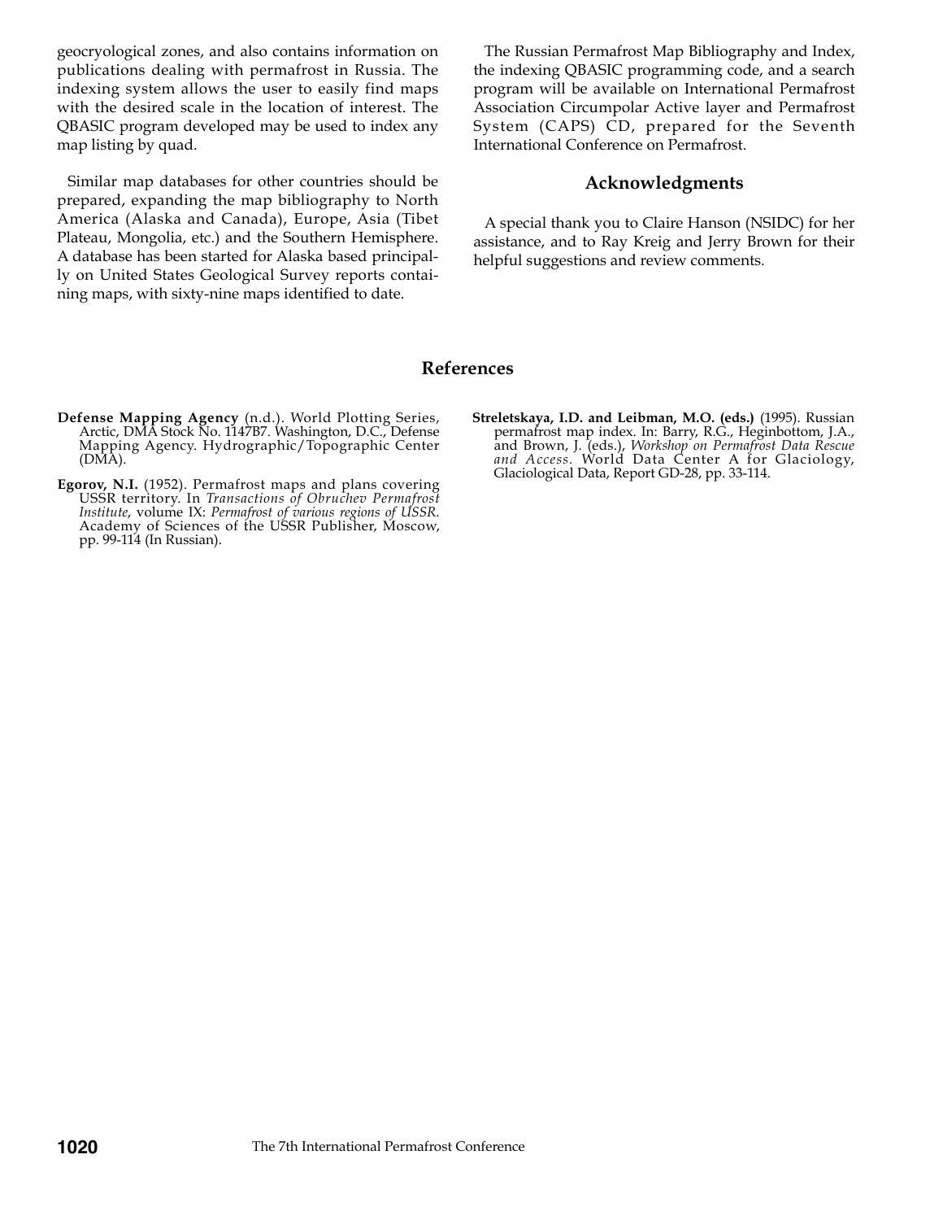geocryological zones, and also contains information on publications dealing with permafrost in Russia. The indexing system allows the user to easily find maps with the desired scale in the location of interest. The QBASIC program developed may be used to index any map listing by quad.

Similar map databases for other countries should be prepared, expanding the map bibliography to North America (Alaska and Canada), Europe, Asia (Tibet Plateau, Mongolia, etc.) and the Southern Hemisphere. A database has been started for Alaska based principally on United States Geological Survey reports containing maps, with sixty-nine maps identified to date.

The Russian Permafrost Map Bibliography and Index, the indexing QBASIC programming code, and a search program will be available on International Permafrost Association Circumpolar Active layer and Permafrost System (CAPS) CD, prepared for the Seventh International Conference on Permafrost.

## Acknowledgments

A special thank you to Claire Hanson (NSIDC) for her assistance, and to Ray Kreig and Jerry Brown for their helpful suggestions and review comments.

## References

**Defense Mapping Agency** (n.d.). World Plotting Series, Arctic, DMA Stock No. 1147B7. Washington, D.C., Defense Mapping Agency. Hydrographic/Topographic Center (DMA).

**Egorov, N.I.** (1952). Permafrost maps and plans covering USSR territory. In *Transactions of Obruchev Permafrost Institute*, volume IX: *Permafrost of various regions of USSR*. Academy of Sciences of the USSR Publisher, Moscow, pp. 99-114 (In Russian).

**Streletskaya, I.D. and Leibman, M.O. (eds.)** (1995). Russian permafrost map index. In: Barry, R.G., Heginbottom, J.A., and Brown, J. (eds.), *Workshop on Permafrost Data Rescue and Access*. World Data Center A for Glaciology, Glaciological Data, Report GD-28, pp. 33-114.